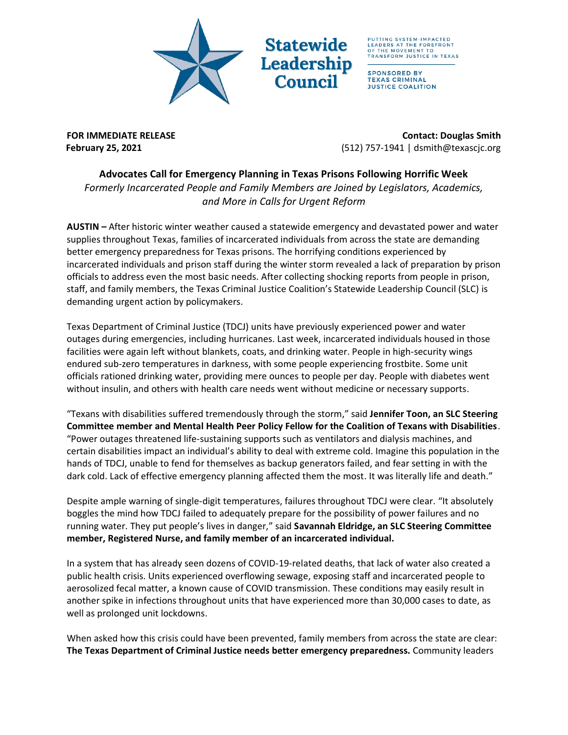Statewide Leadership Council

PUTTING SYSTEM-IMPACTED LEADERS AT THE FOREFRONT OF THE MOVEMENT TO TRANSFORM JUSTICE IN TEXAS

SPONSORED BY TEXAS CRIMINAL JUSTICE COALITION

**FOR IMMEDIATE RELEASE**
**February 25, 2021**

**Contact: Douglas Smith**
(512) 757-1941 | dsmith@texascjc.org

## Advocates Call for Emergency Planning in Texas Prisons Following Horrific Week

*Formerly Incarcerated People and Family Members are Joined by Legislators, Academics, and More in Calls for Urgent Reform*

**AUSTIN –** After historic winter weather caused a statewide emergency and devastated power and water supplies throughout Texas, families of incarcerated individuals from across the state are demanding better emergency preparedness for Texas prisons. The horrifying conditions experienced by incarcerated individuals and prison staff during the winter storm revealed a lack of preparation by prison officials to address even the most basic needs. After collecting shocking reports from people in prison, staff, and family members, the Texas Criminal Justice Coalition's Statewide Leadership Council (SLC) is demanding urgent action by policymakers.

Texas Department of Criminal Justice (TDCJ) units have previously experienced power and water outages during emergencies, including hurricanes. Last week, incarcerated individuals housed in those facilities were again left without blankets, coats, and drinking water. People in high-security wings endured sub-zero temperatures in darkness, with some people experiencing frostbite. Some unit officials rationed drinking water, providing mere ounces to people per day. People with diabetes went without insulin, and others with health care needs went without medicine or necessary supports.

"Texans with disabilities suffered tremendously through the storm," said **Jennifer Toon, an SLC Steering Committee member and Mental Health Peer Policy Fellow for the Coalition of Texans with Disabilities**. "Power outages threatened life-sustaining supports such as ventilators and dialysis machines, and certain disabilities impact an individual's ability to deal with extreme cold. Imagine this population in the hands of TDCJ, unable to fend for themselves as backup generators failed, and fear setting in with the dark cold. Lack of effective emergency planning affected them the most. It was literally life and death."

Despite ample warning of single-digit temperatures, failures throughout TDCJ were clear. "It absolutely boggles the mind how TDCJ failed to adequately prepare for the possibility of power failures and no running water. They put people's lives in danger," said **Savannah Eldridge, an SLC Steering Committee member, Registered Nurse, and family member of an incarcerated individual.**

In a system that has already seen dozens of COVID-19-related deaths, that lack of water also created a public health crisis. Units experienced overflowing sewage, exposing staff and incarcerated people to aerosolized fecal matter, a known cause of COVID transmission. These conditions may easily result in another spike in infections throughout units that have experienced more than 30,000 cases to date, as well as prolonged unit lockdowns.

When asked how this crisis could have been prevented, family members from across the state are clear: **The Texas Department of Criminal Justice needs better emergency preparedness.** Community leaders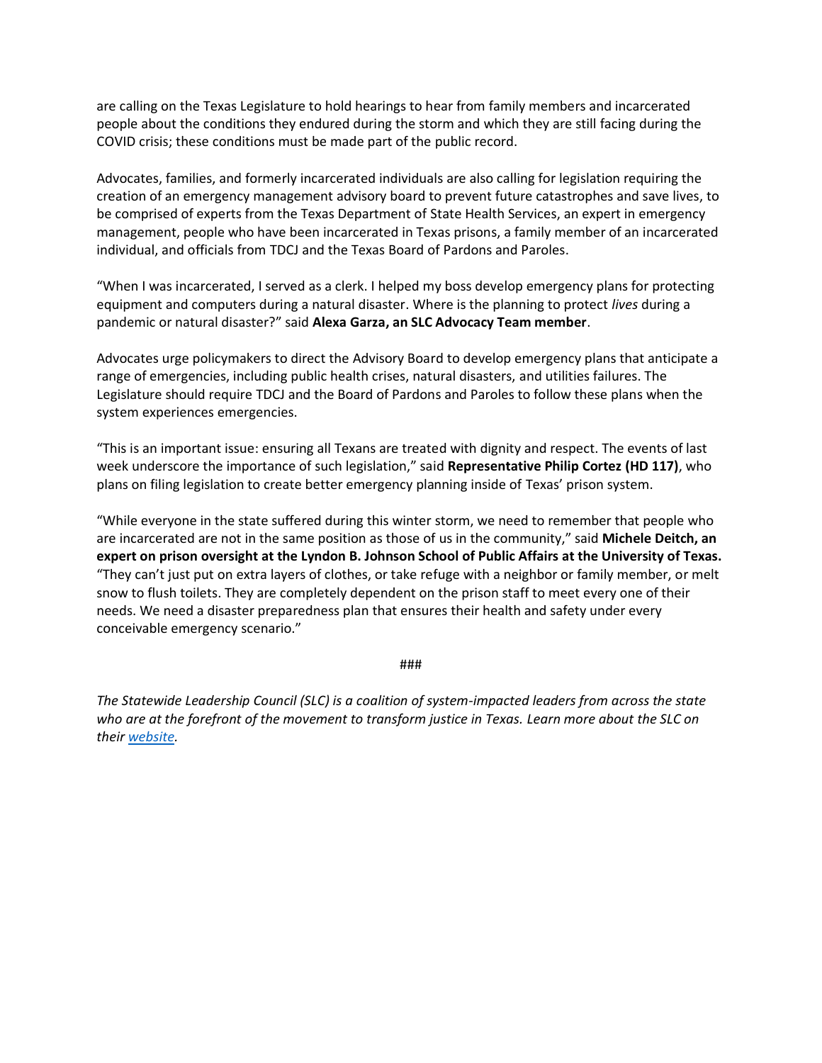are calling on the Texas Legislature to hold hearings to hear from family members and incarcerated people about the conditions they endured during the storm and which they are still facing during the COVID crisis; these conditions must be made part of the public record.

Advocates, families, and formerly incarcerated individuals are also calling for legislation requiring the creation of an emergency management advisory board to prevent future catastrophes and save lives, to be comprised of experts from the Texas Department of State Health Services, an expert in emergency management, people who have been incarcerated in Texas prisons, a family member of an incarcerated individual, and officials from TDCJ and the Texas Board of Pardons and Paroles.

"When I was incarcerated, I served as a clerk. I helped my boss develop emergency plans for protecting equipment and computers during a natural disaster. Where is the planning to protect *lives* during a pandemic or natural disaster?" said **Alexa Garza, an SLC Advocacy Team member**.

Advocates urge policymakers to direct the Advisory Board to develop emergency plans that anticipate a range of emergencies, including public health crises, natural disasters, and utilities failures. The Legislature should require TDCJ and the Board of Pardons and Paroles to follow these plans when the system experiences emergencies.

"This is an important issue: ensuring all Texans are treated with dignity and respect. The events of last week underscore the importance of such legislation," said **Representative Philip Cortez (HD 117)**, who plans on filing legislation to create better emergency planning inside of Texas' prison system.

"While everyone in the state suffered during this winter storm, we need to remember that people who are incarcerated are not in the same position as those of us in the community," said **Michele Deitch, an expert on prison oversight at the Lyndon B. Johnson School of Public Affairs at the University of Texas.** "They can't just put on extra layers of clothes, or take refuge with a neighbor or family member, or melt snow to flush toilets. They are completely dependent on the prison staff to meet every one of their needs. We need a disaster preparedness plan that ensures their health and safety under every conceivable emergency scenario."

###

*The Statewide Leadership Council (SLC) is a coalition of system-impacted leaders from across the state who are at the forefront of the movement to transform justice in Texas. Learn more about the SLC on their website.*